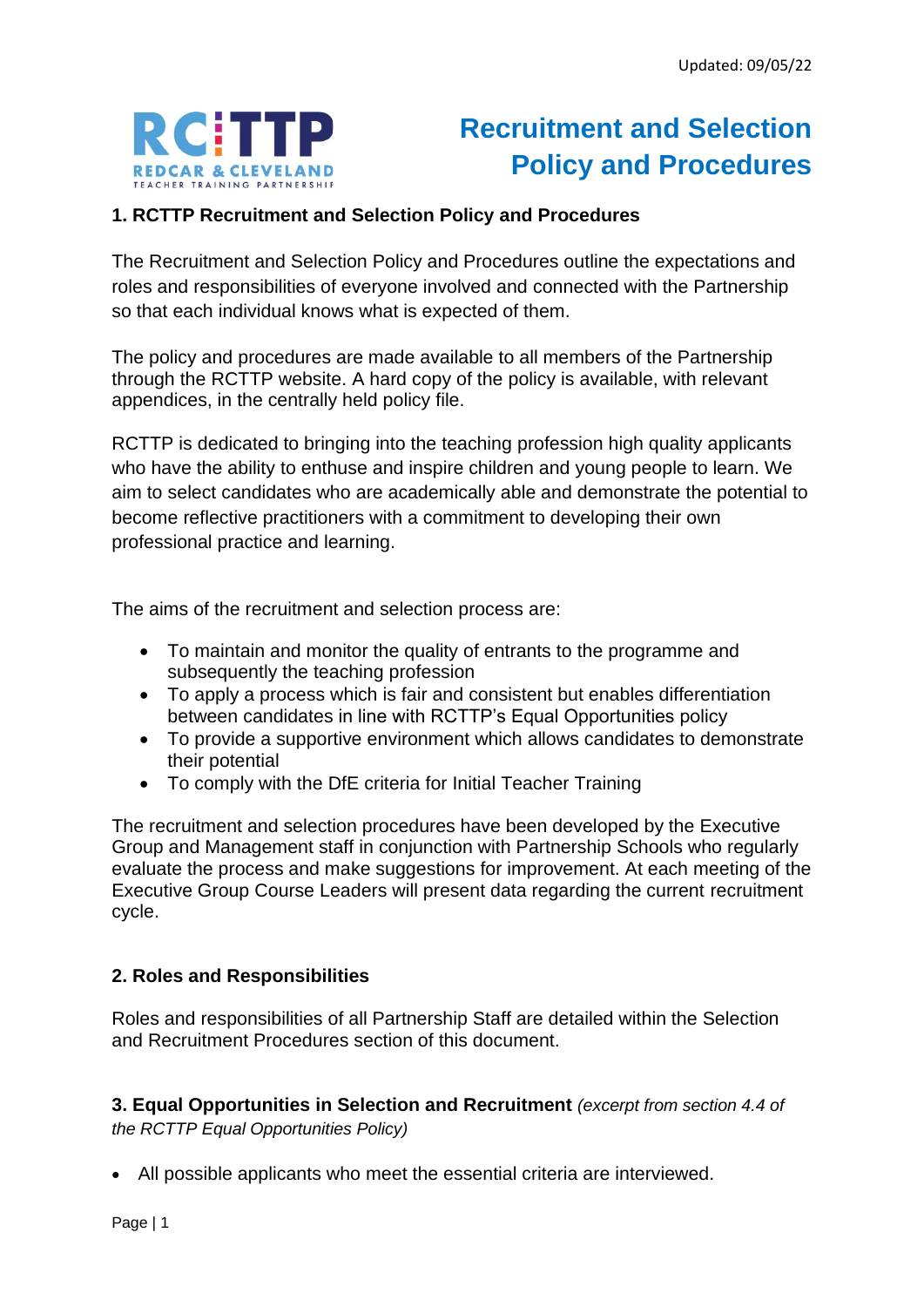Updated: 09/05/22

RCTTP REDCAR & CLEVELAND TEACHER TRAINING PARTNERSHIP

# Recruitment and Selection Policy and Procedures

## 1. RCTTP Recruitment and Selection Policy and Procedures

The Recruitment and Selection Policy and Procedures outline the expectations and roles and responsibilities of everyone involved and connected with the Partnership so that each individual knows what is expected of them.

The policy and procedures are made available to all members of the Partnership through the RCTTP website. A hard copy of the policy is available, with relevant appendices, in the centrally held policy file.

RCTTP is dedicated to bringing into the teaching profession high quality applicants who have the ability to enthuse and inspire children and young people to learn. We aim to select candidates who are academically able and demonstrate the potential to become reflective practitioners with a commitment to developing their own professional practice and learning.

The aims of the recruitment and selection process are:

- To maintain and monitor the quality of entrants to the programme and subsequently the teaching profession
- To apply a process which is fair and consistent but enables differentiation between candidates in line with RCTTP's Equal Opportunities policy
- To provide a supportive environment which allows candidates to demonstrate their potential
- To comply with the DfE criteria for Initial Teacher Training

The recruitment and selection procedures have been developed by the Executive Group and Management staff in conjunction with Partnership Schools who regularly evaluate the process and make suggestions for improvement. At each meeting of the Executive Group Course Leaders will present data regarding the current recruitment cycle.

## 2. Roles and Responsibilities

Roles and responsibilities of all Partnership Staff are detailed within the Selection and Recruitment Procedures section of this document.

## 3. Equal Opportunities in Selection and Recruitment *(excerpt from section 4.4 of the RCTTP Equal Opportunities Policy)*

- All possible applicants who meet the essential criteria are interviewed.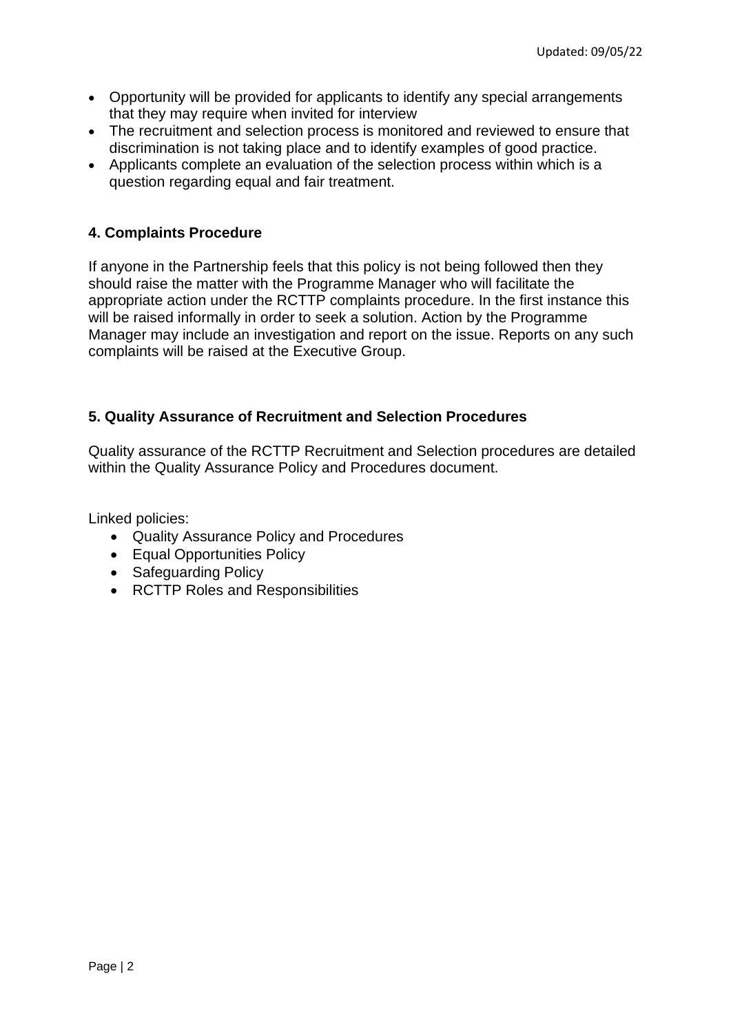- Opportunity will be provided for applicants to identify any special arrangements that they may require when invited for interview
- The recruitment and selection process is monitored and reviewed to ensure that discrimination is not taking place and to identify examples of good practice.
- Applicants complete an evaluation of the selection process within which is a question regarding equal and fair treatment.

## 4. Complaints Procedure

If anyone in the Partnership feels that this policy is not being followed then they should raise the matter with the Programme Manager who will facilitate the appropriate action under the RCTTP complaints procedure. In the first instance this will be raised informally in order to seek a solution. Action by the Programme Manager may include an investigation and report on the issue. Reports on any such complaints will be raised at the Executive Group.

## 5. Quality Assurance of Recruitment and Selection Procedures

Quality assurance of the RCTTP Recruitment and Selection procedures are detailed within the Quality Assurance Policy and Procedures document.

Linked policies:

- Quality Assurance Policy and Procedures
- Equal Opportunities Policy
- Safeguarding Policy
- RCTTP Roles and Responsibilities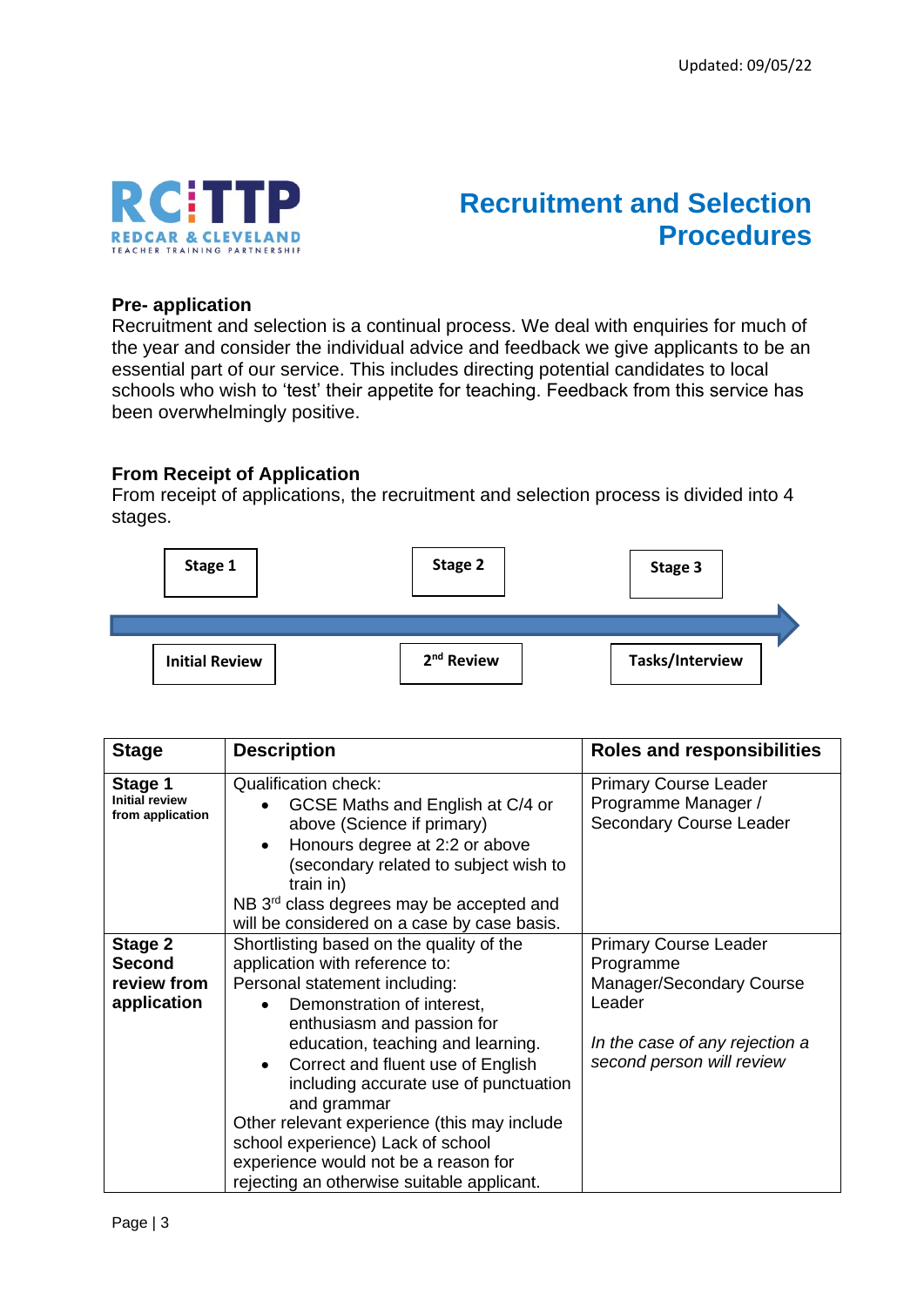# Recruitment and Selection Procedures

RCTTP REDCAR & CLEVELAND TEACHER TRAINING PARTNERSHIP

Updated: 09/05/22

### Pre- application

Recruitment and selection is a continual process. We deal with enquiries for much of the year and consider the individual advice and feedback we give applicants to be an essential part of our service. This includes directing potential candidates to local schools who wish to 'test' their appetite for teaching. Feedback from this service has been overwhelmingly positive.

### From Receipt of Application

From receipt of applications, the recruitment and selection process is divided into 4 stages.

| Stage 1 | Stage 2 | Stage 3 |
|---|---|---|
| Initial Review | 2nd Review | Tasks/Interview |

| Stage | Description | Roles and responsibilities |
|---|---|---|
| **Stage 1**<br>**Initial review from application** | Qualification check:<br>• GCSE Maths and English at C/4 or above (Science if primary)<br>• Honours degree at 2:2 or above (secondary related to subject wish to train in)<br>NB 3rd class degrees may be accepted and will be considered on a case by case basis. | Primary Course Leader<br>Programme Manager /<br>Secondary Course Leader |
| **Stage 2**<br>**Second review from application** | Shortlisting based on the quality of the application with reference to:<br>Personal statement including:<br>• Demonstration of interest, enthusiasm and passion for education, teaching and learning.<br>• Correct and fluent use of English including accurate use of punctuation and grammar<br>Other relevant experience (this may include school experience) Lack of school experience would not be a reason for rejecting an otherwise suitable applicant. | Primary Course Leader<br>Programme Manager/Secondary Course Leader<br><br>*In the case of any rejection a second person will review* |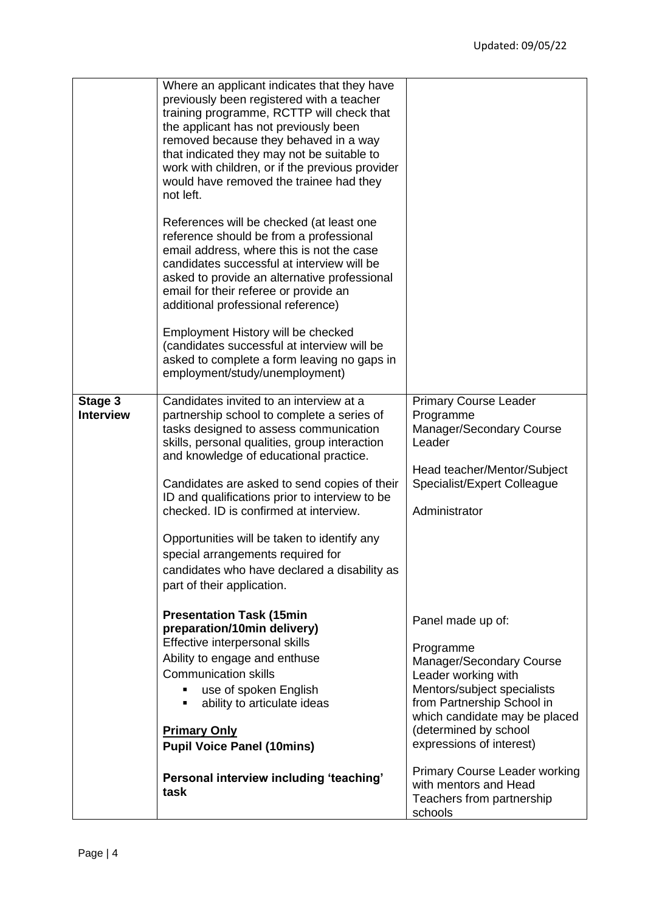| | | |
|---|---|---|
| | Where an applicant indicates that they have previously been registered with a teacher training programme, RCTTP will check that the applicant has not previously been removed because they behaved in a way that indicated they may not be suitable to work with children, or if the previous provider would have removed the trainee had they not left.<br><br>References will be checked (at least one reference should be from a professional email address, where this is not the case candidates successful at interview will be asked to provide an alternative professional email for their referee or provide an additional professional reference)<br><br>Employment History will be checked (candidates successful at interview will be asked to complete a form leaving no gaps in employment/study/unemployment) | |
| **Stage 3 Interview** | Candidates invited to an interview at a partnership school to complete a series of tasks designed to assess communication skills, personal qualities, group interaction and knowledge of educational practice.<br><br>Candidates are asked to send copies of their ID and qualifications prior to interview to be checked. ID is confirmed at interview.<br><br>Opportunities will be taken to identify any special arrangements required for candidates who have declared a disability as part of their application.<br><br>**Presentation Task (15min preparation/10min delivery)**<br>Effective interpersonal skills<br>Ability to engage and enthuse<br>Communication skills<br>▪ use of spoken English<br>▪ ability to articulate ideas<br><br>**<u>Primary Only</u>**<br>**Pupil Voice Panel (10mins)**<br><br>**Personal interview including 'teaching' task** | Primary Course Leader<br>Programme Manager/Secondary Course Leader<br><br>Head teacher/Mentor/Subject Specialist/Expert Colleague<br><br>Administrator<br><br>Panel made up of:<br><br>Programme Manager/Secondary Course Leader working with Mentors/subject specialists from Partnership School in which candidate may be placed (determined by school expressions of interest)<br><br>Primary Course Leader working with mentors and Head Teachers from partnership schools |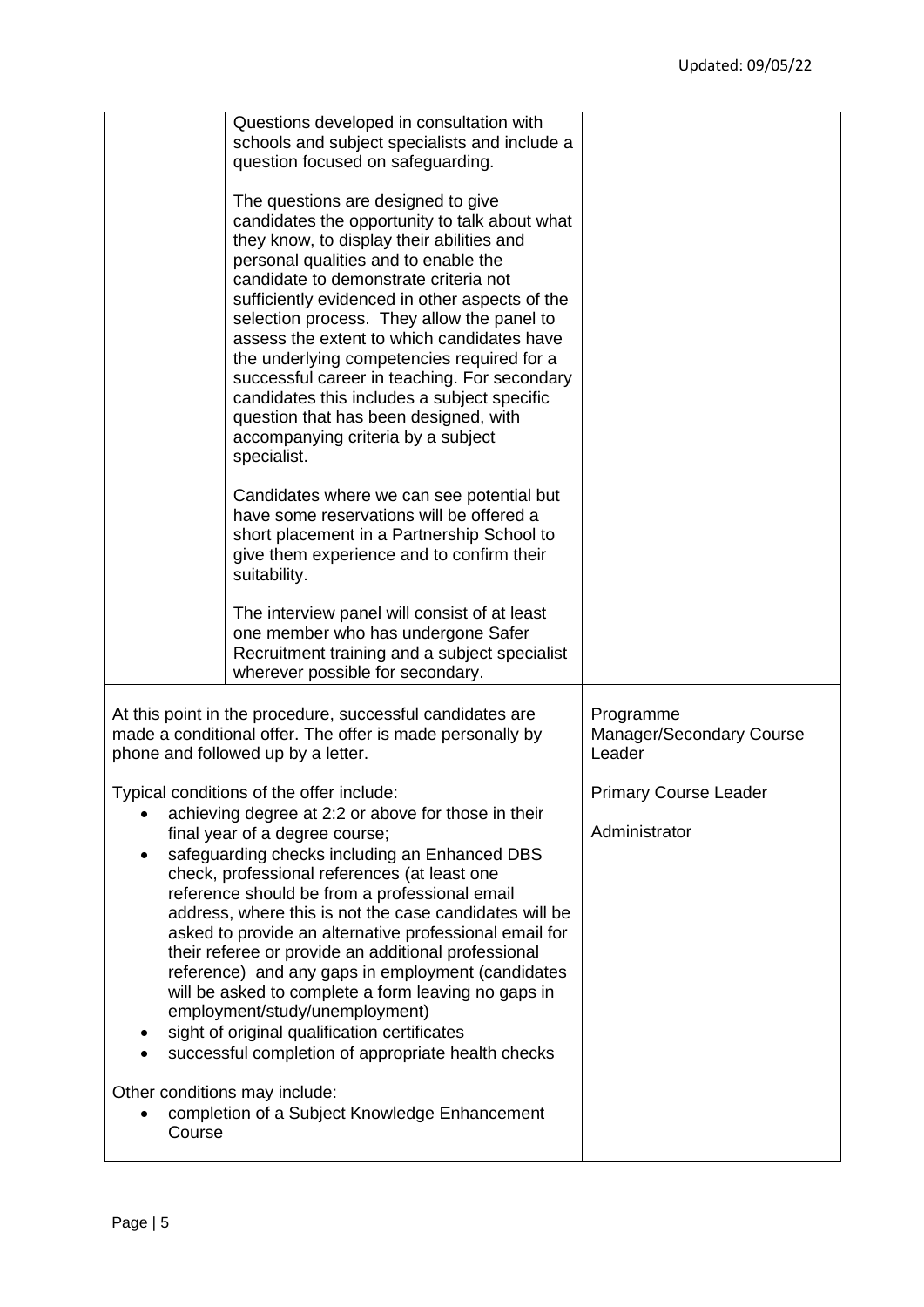| | | |
|---|---|---|
| | Questions developed in consultation with schools and subject specialists and include a question focused on safeguarding.<br><br>The questions are designed to give candidates the opportunity to talk about what they know, to display their abilities and personal qualities and to enable the candidate to demonstrate criteria not sufficiently evidenced in other aspects of the selection process. They allow the panel to assess the extent to which candidates have the underlying competencies required for a successful career in teaching. For secondary candidates this includes a subject specific question that has been designed, with accompanying criteria by a subject specialist.<br><br>Candidates where we can see potential but have some reservations will be offered a short placement in a Partnership School to give them experience and to confirm their suitability.<br><br>The interview panel will consist of at least one member who has undergone Safer Recruitment training and a subject specialist wherever possible for secondary. | |
| At this point in the procedure, successful candidates are made a conditional offer. The offer is made personally by phone and followed up by a letter.<br><br>Typical conditions of the offer include:<br>• achieving degree at 2:2 or above for those in their final year of a degree course;<br>• safeguarding checks including an Enhanced DBS check, professional references (at least one reference should be from a professional email address, where this is not the case candidates will be asked to provide an alternative professional email for their referee or provide an additional professional reference) and any gaps in employment (candidates will be asked to complete a form leaving no gaps in employment/study/unemployment)<br>• sight of original qualification certificates<br>• successful completion of appropriate health checks<br><br>Other conditions may include:<br>• completion of a Subject Knowledge Enhancement Course | | Programme Manager/Secondary Course Leader<br><br>Primary Course Leader<br><br>Administrator |